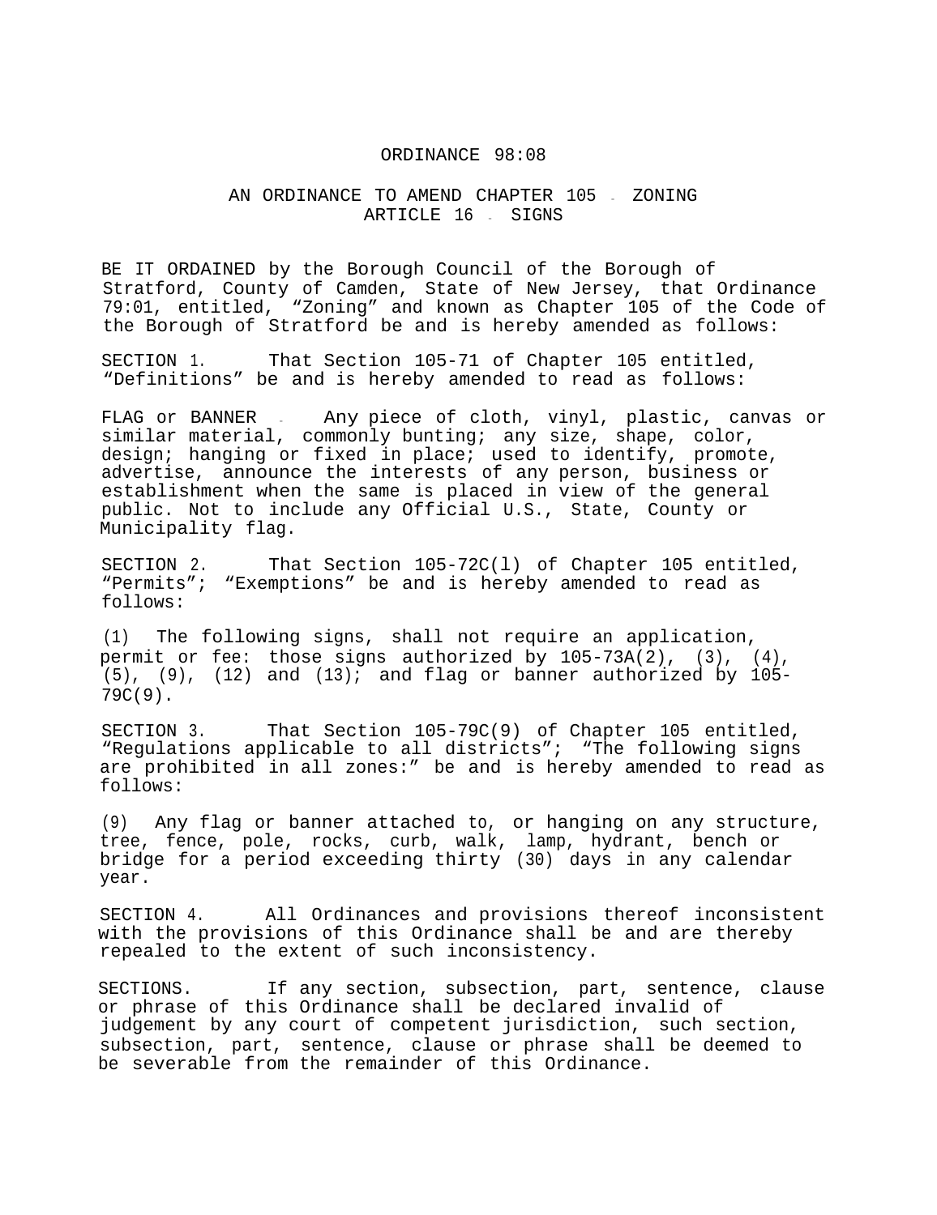# ORDINANCE 98:08

## AN ORDINANCE TO AMEND CHAPTER 105 - ZONING ARTICLE 16 - SIGNS

BE IT ORDAINED by the Borough Council of the Borough of Stratford, County of Camden, State of New Jersey, that Ordinance 79:01, entitled, "Zoning" and known as Chapter 105 of the Code of the Borough of Stratford be and is hereby amended as follows:

SECTION 1. That Section 105-71 of Chapter 105 entitled, "Definitions" be and is hereby amended to read as follows:

FLAG or BANNER - Any piece of cloth, vinyl, plastic, canvas or similar material, commonly bunting; any size, shape, color, design; hanging or fixed in place; used to identify, promote, advertise, announce the interests of any person, business or establishment when the same is placed in view of the general public. Not to include any Official U.S., State, County or Municipality flag.

SECTION 2. That Section 105-72C(l) of Chapter 105 entitled, "Permits"; "Exemptions" be and is hereby amended to read as follows:

(1) The following signs, shall not require an application, permit or fee: those signs authorized by 105-73A(2), (3), (4), (5), (9), (12) and (13); and flag or banner authorized by 105-79C(9).

SECTION 3. That Section 105-79C(9) of Chapter 105 entitled, "Regulations applicable to all districts"; "The following signs are prohibited in all zones:" be and is hereby amended to read as follows:

(9) Any flag or banner attached to, or hanging on any structure, tree, fence, pole, rocks, curb, walk, lamp, hydrant, bench or bridge for a period exceeding thirty (30) days in any calendar year.

SECTION 4. All Ordinances and provisions thereof inconsistent with the provisions of this Ordinance shall be and are thereby repealed to the extent of such inconsistency.

SECTIONS. If any section, subsection, part, sentence, clause or phrase of this Ordinance shall be declared invalid of judgement by any court of competent jurisdiction, such section, subsection, part, sentence, clause or phrase shall be deemed to be severable from the remainder of this Ordinance.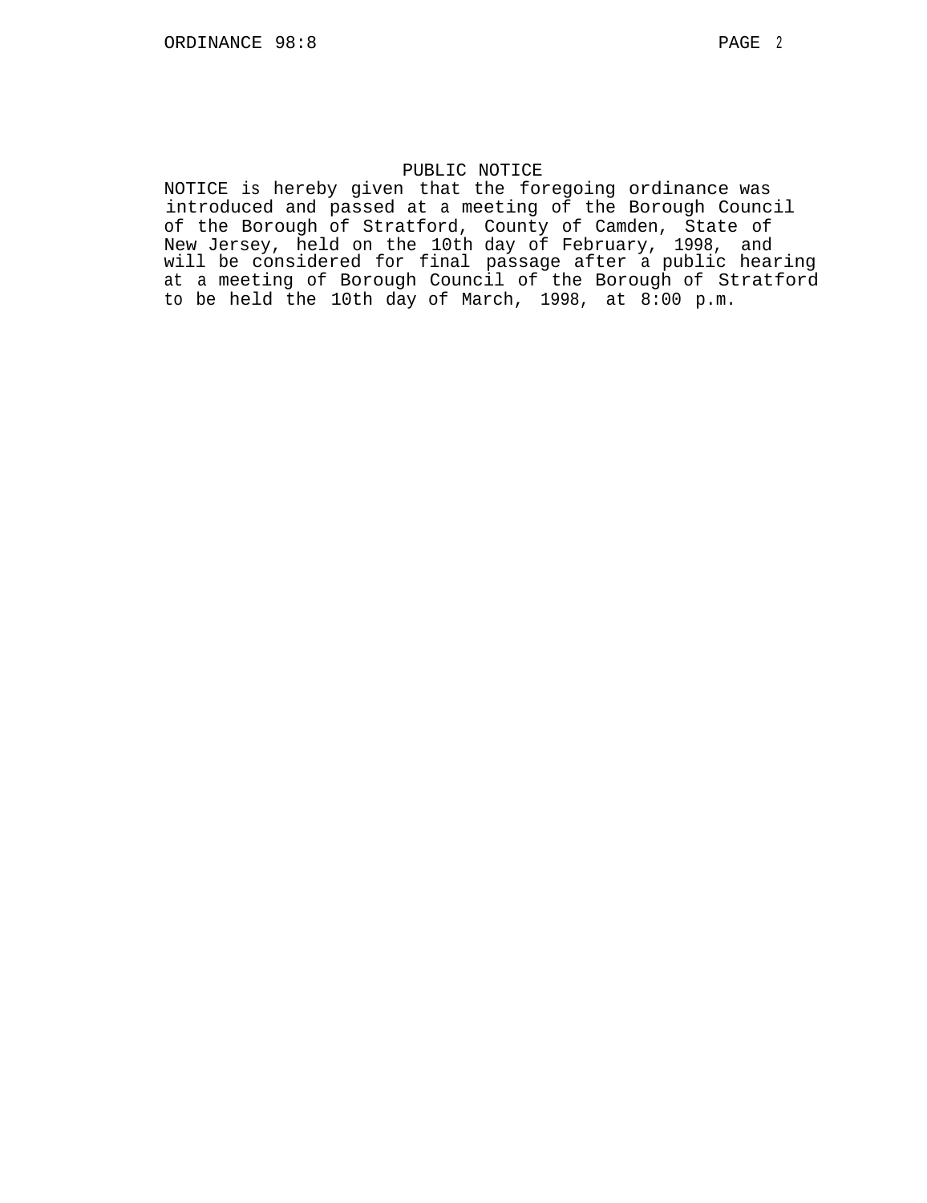PUBLIC NOTICE

NOTICE is hereby given that the foregoing ordinance was introduced and passed at a meeting of the Borough Council of the Borough of Stratford, County of Camden, State of New Jersey, held on the 10th day of February, 1998, and will be considered for final passage after a public hearing at a meeting of Borough Council of the Borough of Stratford to be held the 10th day of March, 1998, at 8:00 p.m.